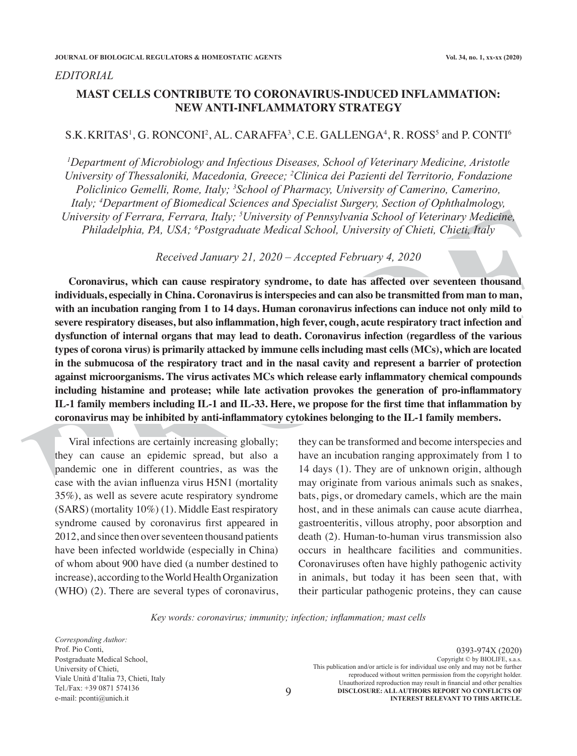*EDITORIAL*

# MAST CELLS CONTRIBUTE TO CORONAVIRUS-INDUCED INFLAMMATION: NEW ANTI-INFLAMMATORY STRATEGY

S.K. KRITAS[1], G. RONCONI[2], AL. CARAFFA[3], C.E. GALLENGA[4], R. ROSS[5] and P. CONTI[6]

*[1]Department of Microbiology and Infectious Diseases, School of Veterinary Medicine, Aristotle University of Thessaloniki, Macedonia, Greece; [2]Clinica dei Pazienti del Territorio, Fondazione Policlinico Gemelli, Rome, Italy; [3]School of Pharmacy, University of Camerino, Camerino, Italy; [4]Department of Biomedical Sciences and Specialist Surgery, Section of Ophthalmology, University of Ferrara, Ferrara, Italy; [5]University of Pennsylvania School of Veterinary Medicine, Philadelphia, PA, USA; [6]Postgraduate Medical School, University of Chieti, Chieti, Italy*

*Received January 21, 2020 – Accepted February 4, 2020*

**Coronavirus, which can cause respiratory syndrome, to date has affected over seventeen thousand individuals, especially in China. Coronavirus is interspecies and can also be transmitted from man to man, with an incubation ranging from 1 to 14 days. Human coronavirus infections can induce not only mild to severe respiratory diseases, but also inflammation, high fever, cough, acute respiratory tract infection and dysfunction of internal organs that may lead to death. Coronavirus infection (regardless of the various types of corona virus) is primarily attacked by immune cells including mast cells (MCs), which are located in the submucosa of the respiratory tract and in the nasal cavity and represent a barrier of protection against microorganisms. The virus activates MCs which release early inflammatory chemical compounds including histamine and protease; while late activation provokes the generation of pro-inflammatory IL-1 family members including IL-1 and IL-33. Here, we propose for the first time that inflammation by coronavirus may be inhibited by anti-inflammatory cytokines belonging to the IL-1 family members.**

Viral infections are certainly increasing globally; they can cause an epidemic spread, but also a pandemic one in different countries, as was the case with the avian influenza virus H5N1 (mortality 35%), as well as severe acute respiratory syndrome (SARS) (mortality 10%) (1). Middle East respiratory syndrome caused by coronavirus first appeared in 2012, and since then over seventeen thousand patients have been infected worldwide (especially in China) of whom about 900 have died (a number destined to increase), according to the World Health Organization (WHO) (2). There are several types of coronavirus, they can be transformed and become interspecies and have an incubation ranging approximately from 1 to 14 days (1). They are of unknown origin, although may originate from various animals such as snakes, bats, pigs, or dromedary camels, which are the main host, and in these animals can cause acute diarrhea, gastroenteritis, villous atrophy, poor absorption and death (2). Human-to-human virus transmission also occurs in healthcare facilities and communities. Coronaviruses often have highly pathogenic activity in animals, but today it has been seen that, with their particular pathogenic proteins, they can cause

*Key words: coronavirus; immunity; infection; inflammation; mast cells*

*Corresponding Author:*
Prof. Pio Conti,
Postgraduate Medical School,
University of Chieti,
Viale Unità d'Italia 73, Chieti, Italy
Tel./Fax: +39 0871 574136
e-mail: pconti@unich.it

0393-974X (2020)
Copyright © by BIOLIFE, s.a.s.
This publication and/or article is for individual use only and may not be further reproduced without written permission from the copyright holder.
Unauthorized reproduction may result in financial and other penalties
**DISCLOSURE: ALL AUTHORS REPORT NO CONFLICTS OF INTEREST RELEVANT TO THIS ARTICLE.**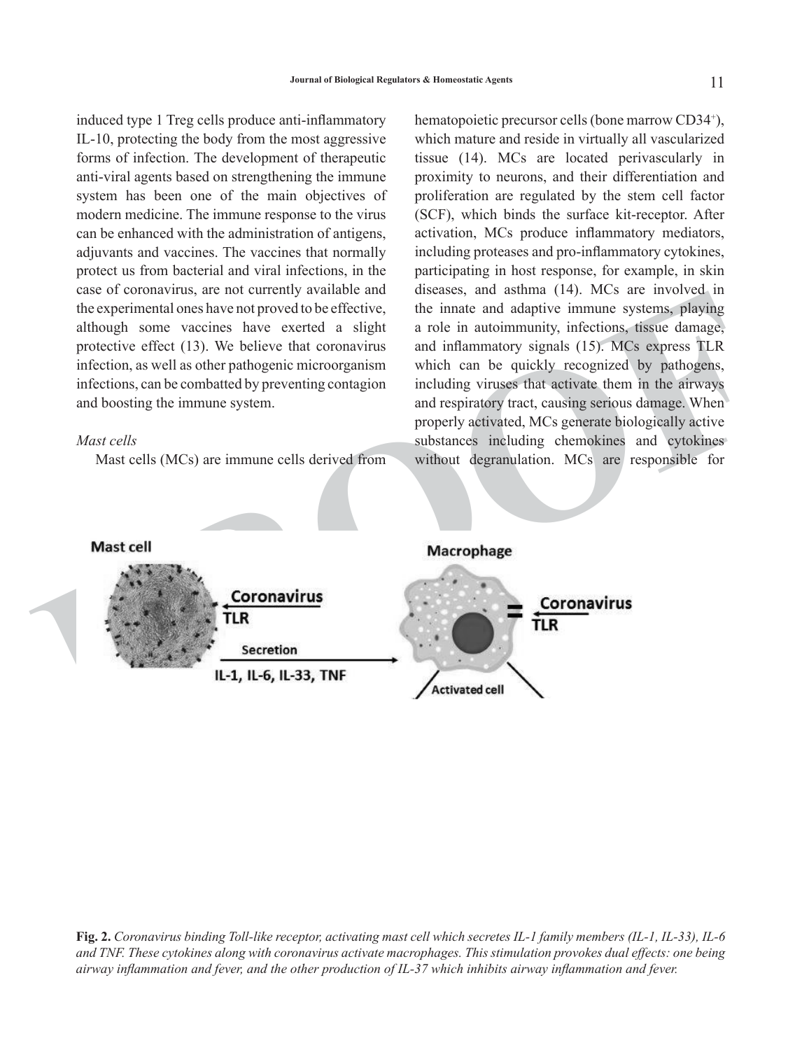induced type 1 Treg cells produce anti-inflammatory IL-10, protecting the body from the most aggressive forms of infection. The development of therapeutic anti-viral agents based on strengthening the immune system has been one of the main objectives of modern medicine. The immune response to the virus can be enhanced with the administration of antigens, adjuvants and vaccines. The vaccines that normally protect us from bacterial and viral infections, in the case of coronavirus, are not currently available and the experimental ones have not proved to be effective, although some vaccines have exerted a slight protective effect (13). We believe that coronavirus infection, as well as other pathogenic microorganism infections, can be combatted by preventing contagion and boosting the immune system.

*Mast cells*

Mast cells (MCs) are immune cells derived from hematopoietic precursor cells (bone marrow CD34[+]), which mature and reside in virtually all vascularized tissue (14). MCs are located perivascularly in proximity to neurons, and their differentiation and proliferation are regulated by the stem cell factor (SCF), which binds the surface kit-receptor. After activation, MCs produce inflammatory mediators, including proteases and pro-inflammatory cytokines, participating in host response, for example, in skin diseases, and asthma (14). MCs are involved in the innate and adaptive immune systems, playing a role in autoimmunity, infections, tissue damage, and inflammatory signals (15). MCs express TLR which can be quickly recognized by pathogens, including viruses that activate them in the airways and respiratory tract, causing serious damage. When properly activated, MCs generate biologically active substances including chemokines and cytokines without degranulation. MCs are responsible for

**Fig. 2.** *Coronavirus binding Toll-like receptor, activating mast cell which secretes IL-1 family members (IL-1, IL-33), IL-6 and TNF. These cytokines along with coronavirus activate macrophages. This stimulation provokes dual effects: one being airway inflammation and fever, and the other production of IL-37 which inhibits airway inflammation and fever.*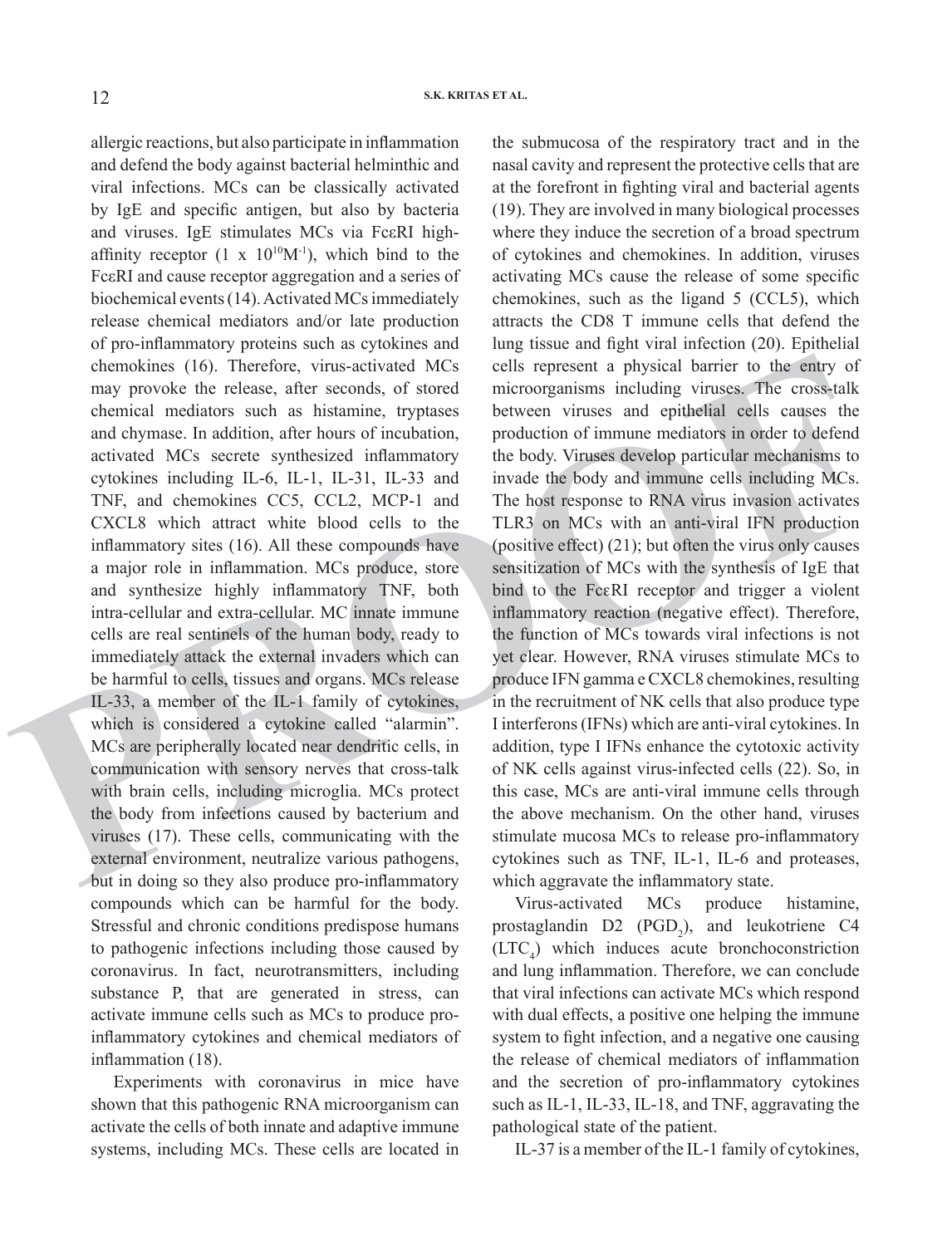allergic reactions, but also participate in inflammation and defend the body against bacterial helminthic and viral infections. MCs can be classically activated by IgE and specific antigen, but also by bacteria and viruses. IgE stimulates MCs via FcεRI high-affinity receptor (1 x $10^{10}M^{-1}$), which bind to the FcεRI and cause receptor aggregation and a series of biochemical events (14). Activated MCs immediately release chemical mediators and/or late production of pro-inflammatory proteins such as cytokines and chemokines (16). Therefore, virus-activated MCs may provoke the release, after seconds, of stored chemical mediators such as histamine, tryptases and chymase. In addition, after hours of incubation, activated MCs secrete synthesized inflammatory cytokines including IL-6, IL-1, IL-31, IL-33 and TNF, and chemokines CC5, CCL2, MCP-1 and CXCL8 which attract white blood cells to the inflammatory sites (16). All these compounds have a major role in inflammation. MCs produce, store and synthesize highly inflammatory TNF, both intra-cellular and extra-cellular. MC innate immune cells are real sentinels of the human body, ready to immediately attack the external invaders which can be harmful to cells, tissues and organs. MCs release IL-33, a member of the IL-1 family of cytokines, which is considered a cytokine called "alarmin". MCs are peripherally located near dendritic cells, in communication with sensory nerves that cross-talk with brain cells, including microglia. MCs protect the body from infections caused by bacterium and viruses (17). These cells, communicating with the external environment, neutralize various pathogens, but in doing so they also produce pro-inflammatory compounds which can be harmful for the body. Stressful and chronic conditions predispose humans to pathogenic infections including those caused by coronavirus. In fact, neurotransmitters, including substance P, that are generated in stress, can activate immune cells such as MCs to produce pro-inflammatory cytokines and chemical mediators of inflammation (18).

Experiments with coronavirus in mice have shown that this pathogenic RNA microorganism can activate the cells of both innate and adaptive immune systems, including MCs. These cells are located in the submucosa of the respiratory tract and in the nasal cavity and represent the protective cells that are at the forefront in fighting viral and bacterial agents (19). They are involved in many biological processes where they induce the secretion of a broad spectrum of cytokines and chemokines. In addition, viruses activating MCs cause the release of some specific chemokines, such as the ligand 5 (CCL5), which attracts the CD8 T immune cells that defend the lung tissue and fight viral infection (20). Epithelial cells represent a physical barrier to the entry of microorganisms including viruses. The cross-talk between viruses and epithelial cells causes the production of immune mediators in order to defend the body. Viruses develop particular mechanisms to invade the body and immune cells including MCs. The host response to RNA virus invasion activates TLR3 on MCs with an anti-viral IFN production (positive effect) (21); but often the virus only causes sensitization of MCs with the synthesis of IgE that bind to the FcεRI receptor and trigger a violent inflammatory reaction (negative effect). Therefore, the function of MCs towards viral infections is not yet clear. However, RNA viruses stimulate MCs to produce IFN gamma e CXCL8 chemokines, resulting in the recruitment of NK cells that also produce type I interferons (IFNs) which are anti-viral cytokines. In addition, type I IFNs enhance the cytotoxic activity of NK cells against virus-infected cells (22). So, in this case, MCs are anti-viral immune cells through the above mechanism. On the other hand, viruses stimulate mucosa MCs to release pro-inflammatory cytokines such as TNF, IL-1, IL-6 and proteases, which aggravate the inflammatory state.

Virus-activated MCs produce histamine, prostaglandin D2 ($PGD_2$), and leukotriene C4 ($LTC_4$) which induces acute bronchoconstriction and lung inflammation. Therefore, we can conclude that viral infections can activate MCs which respond with dual effects, a positive one helping the immune system to fight infection, and a negative one causing the release of chemical mediators of inflammation and the secretion of pro-inflammatory cytokines such as IL-1, IL-33, IL-18, and TNF, aggravating the pathological state of the patient.

IL-37 is a member of the IL-1 family of cytokines,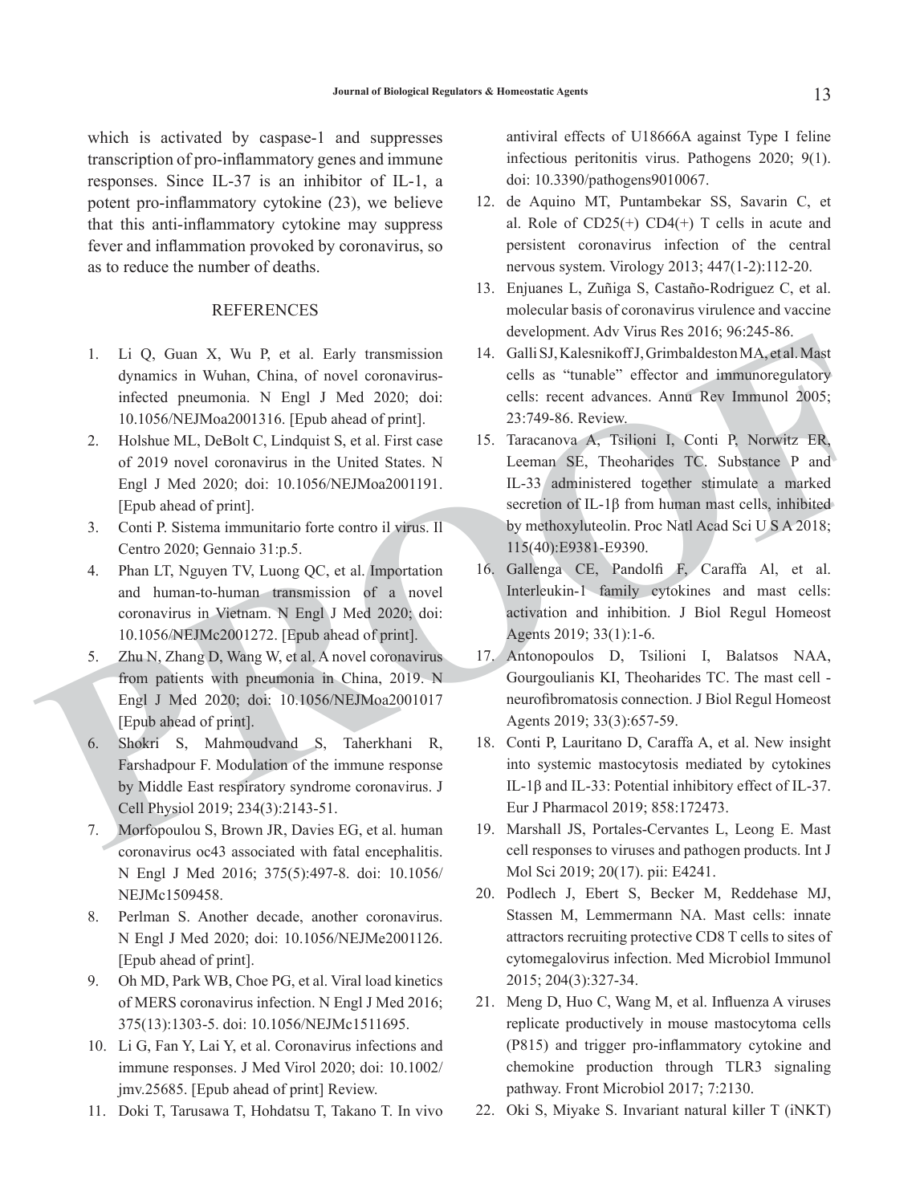which is activated by caspase-1 and suppresses transcription of pro-inflammatory genes and immune responses. Since IL-37 is an inhibitor of IL-1, a potent pro-inflammatory cytokine (23), we believe that this anti-inflammatory cytokine may suppress fever and inflammation provoked by coronavirus, so as to reduce the number of deaths.

## REFERENCES

1. Li Q, Guan X, Wu P, et al. Early transmission dynamics in Wuhan, China, of novel coronavirus-infected pneumonia. N Engl J Med 2020; doi: 10.1056/NEJMoa2001316. [Epub ahead of print].
2. Holshue ML, DeBolt C, Lindquist S, et al. First case of 2019 novel coronavirus in the United States. N Engl J Med 2020; doi: 10.1056/NEJMoa2001191. [Epub ahead of print].
3. Conti P. Sistema immunitario forte contro il virus. Il Centro 2020; Gennaio 31:p.5.
4. Phan LT, Nguyen TV, Luong QC, et al. Importation and human-to-human transmission of a novel coronavirus in Vietnam. N Engl J Med 2020; doi: 10.1056/NEJMc2001272. [Epub ahead of print].
5. Zhu N, Zhang D, Wang W, et al. A novel coronavirus from patients with pneumonia in China, 2019. N Engl J Med 2020; doi: 10.1056/NEJMoa2001017 [Epub ahead of print].
6. Shokri S, Mahmoudvand S, Taherkhani R, Farshadpour F. Modulation of the immune response by Middle East respiratory syndrome coronavirus. J Cell Physiol 2019; 234(3):2143-51.
7. Morfopoulou S, Brown JR, Davies EG, et al. human coronavirus oc43 associated with fatal encephalitis. N Engl J Med 2016; 375(5):497-8. doi: 10.1056/NEJMc1509458.
8. Perlman S. Another decade, another coronavirus. N Engl J Med 2020; doi: 10.1056/NEJMe2001126. [Epub ahead of print].
9. Oh MD, Park WB, Choe PG, et al. Viral load kinetics of MERS coronavirus infection. N Engl J Med 2016; 375(13):1303-5. doi: 10.1056/NEJMc1511695.
10. Li G, Fan Y, Lai Y, et al. Coronavirus infections and immune responses. J Med Virol 2020; doi: 10.1002/jmv.25685. [Epub ahead of print] Review.
11. Doki T, Tarusawa T, Hohdatsu T, Takano T. In vivo antiviral effects of U18666A against Type I feline infectious peritonitis virus. Pathogens 2020; 9(1). doi: 10.3390/pathogens9010067.
12. de Aquino MT, Puntambekar SS, Savarin C, et al. Role of CD25(+) CD4(+) T cells in acute and persistent coronavirus infection of the central nervous system. Virology 2013; 447(1-2):112-20.
13. Enjuanes L, Zuñiga S, Castaño-Rodriguez C, et al. molecular basis of coronavirus virulence and vaccine development. Adv Virus Res 2016; 96:245-86.
14. Galli SJ, Kalesnikoff J, Grimbaldeston MA, et al. Mast cells as "tunable" effector and immunoregulatory cells: recent advances. Annu Rev Immunol 2005; 23:749-86. Review.
15. Taracanova A, Tsilioni I, Conti P, Norwitz ER, Leeman SE, Theoharides TC. Substance P and IL-33 administered together stimulate a marked secretion of IL-1β from human mast cells, inhibited by methoxyluteolin. Proc Natl Acad Sci U S A 2018; 115(40):E9381-E9390.
16. Gallenga CE, Pandolfi F, Caraffa Al, et al. Interleukin-1 family cytokines and mast cells: activation and inhibition. J Biol Regul Homeost Agents 2019; 33(1):1-6.
17. Antonopoulos D, Tsilioni I, Balatsos NAA, Gourgoulianis KI, Theoharides TC. The mast cell - neurofibromatosis connection. J Biol Regul Homeost Agents 2019; 33(3):657-59.
18. Conti P, Lauritano D, Caraffa A, et al. New insight into systemic mastocytosis mediated by cytokines IL-1β and IL-33: Potential inhibitory effect of IL-37. Eur J Pharmacol 2019; 858:172473.
19. Marshall JS, Portales-Cervantes L, Leong E. Mast cell responses to viruses and pathogen products. Int J Mol Sci 2019; 20(17). pii: E4241.
20. Podlech J, Ebert S, Becker M, Reddehase MJ, Stassen M, Lemmermann NA. Mast cells: innate attractors recruiting protective CD8 T cells to sites of cytomegalovirus infection. Med Microbiol Immunol 2015; 204(3):327-34.
21. Meng D, Huo C, Wang M, et al. Influenza A viruses replicate productively in mouse mastocytoma cells (P815) and trigger pro-inflammatory cytokine and chemokine production through TLR3 signaling pathway. Front Microbiol 2017; 7:2130.
22. Oki S, Miyake S. Invariant natural killer T (iNKT)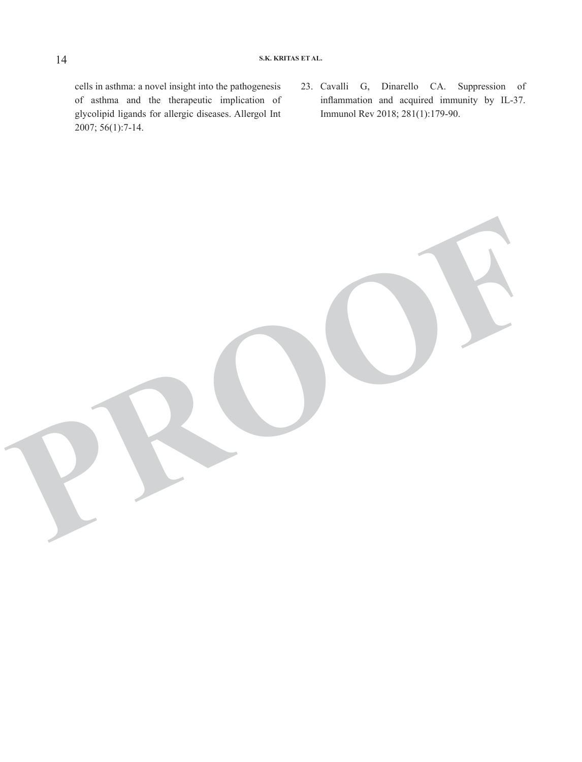cells in asthma: a novel insight into the pathogenesis of asthma and the therapeutic implication of glycolipid ligands for allergic diseases. Allergol Int 2007; 56(1):7-14.

23. Cavalli G, Dinarello CA. Suppression of inflammation and acquired immunity by IL-37. Immunol Rev 2018; 281(1):179-90.